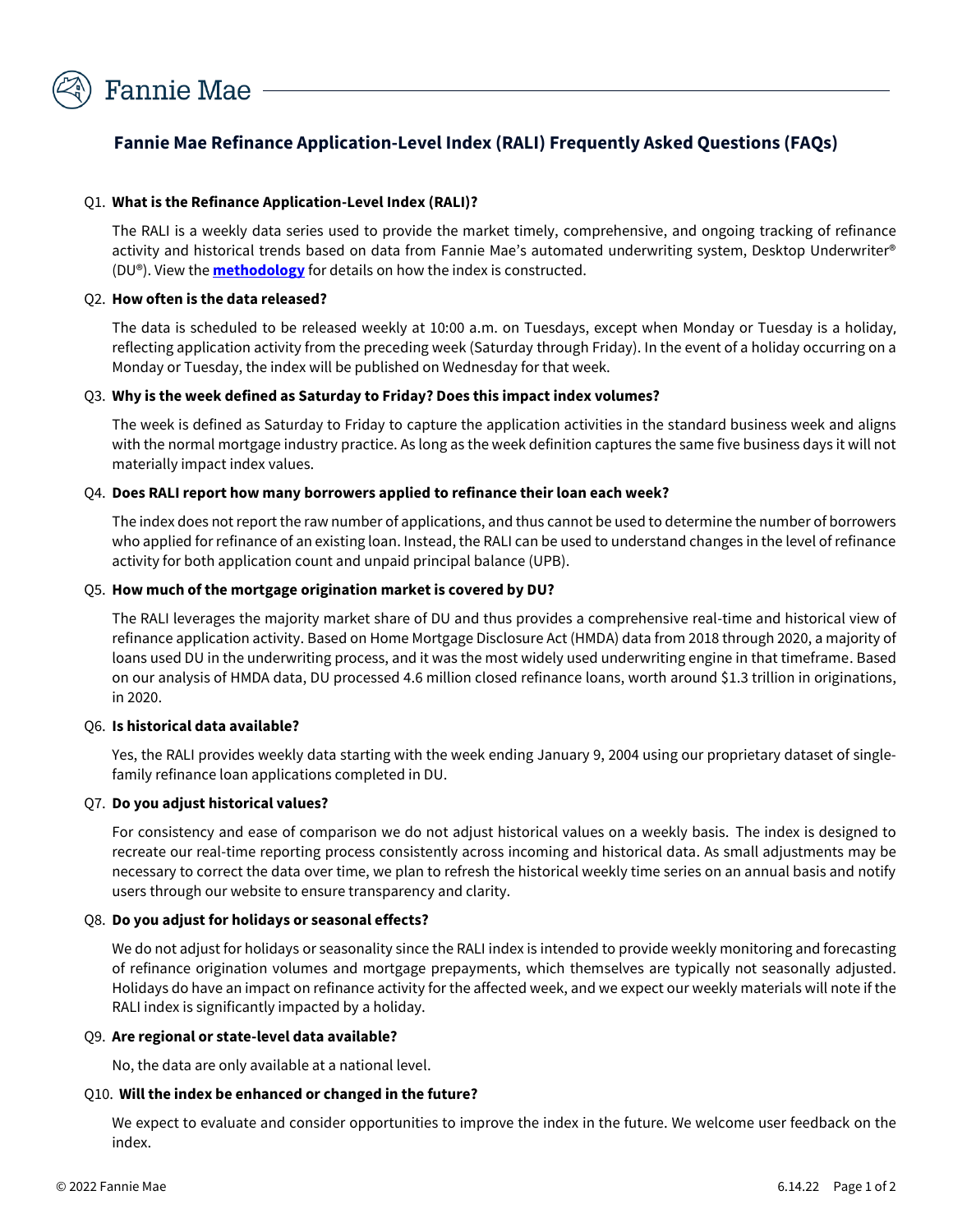# Fannie Mae Refinance Application-Level Index (RALI) Frequently Asked Questions (FAQs)

Q1. **What is the Refinance Application-Level Index (RALI)?**

The RALI is a weekly data series used to provide the market timely, comprehensive, and ongoing tracking of refinance activity and historical trends based on data from Fannie Mae's automated underwriting system, Desktop Underwriter® (DU®). View the **methodology** for details on how the index is constructed.

Q2. **How often is the data released?**

The data is scheduled to be released weekly at 10:00 a.m. on Tuesdays, except when Monday or Tuesday is a holiday, reflecting application activity from the preceding week (Saturday through Friday). In the event of a holiday occurring on a Monday or Tuesday, the index will be published on Wednesday for that week.

Q3. **Why is the week defined as Saturday to Friday? Does this impact index volumes?**

The week is defined as Saturday to Friday to capture the application activities in the standard business week and aligns with the normal mortgage industry practice. As long as the week definition captures the same five business days it will not materially impact index values.

Q4. **Does RALI report how many borrowers applied to refinance their loan each week?**

The index does not report the raw number of applications, and thus cannot be used to determine the number of borrowers who applied for refinance of an existing loan. Instead, the RALI can be used to understand changes in the level of refinance activity for both application count and unpaid principal balance (UPB).

Q5. **How much of the mortgage origination market is covered by DU?**

The RALI leverages the majority market share of DU and thus provides a comprehensive real-time and historical view of refinance application activity. Based on Home Mortgage Disclosure Act (HMDA) data from 2018 through 2020, a majority of loans used DU in the underwriting process, and it was the most widely used underwriting engine in that timeframe. Based on our analysis of HMDA data, DU processed 4.6 million closed refinance loans, worth around $1.3 trillion in originations, in 2020.

Q6. **Is historical data available?**

Yes, the RALI provides weekly data starting with the week ending January 9, 2004 using our proprietary dataset of single-family refinance loan applications completed in DU.

Q7. **Do you adjust historical values?**

For consistency and ease of comparison we do not adjust historical values on a weekly basis. The index is designed to recreate our real-time reporting process consistently across incoming and historical data. As small adjustments may be necessary to correct the data over time, we plan to refresh the historical weekly time series on an annual basis and notify users through our website to ensure transparency and clarity.

Q8. **Do you adjust for holidays or seasonal effects?**

We do not adjust for holidays or seasonality since the RALI index is intended to provide weekly monitoring and forecasting of refinance origination volumes and mortgage prepayments, which themselves are typically not seasonally adjusted. Holidays do have an impact on refinance activity for the affected week, and we expect our weekly materials will note if the RALI index is significantly impacted by a holiday.

Q9. **Are regional or state-level data available?**

No, the data are only available at a national level.

Q10. **Will the index be enhanced or changed in the future?**

We expect to evaluate and consider opportunities to improve the index in the future. We welcome user feedback on the index.

© 2022 Fannie Mae 6.14.22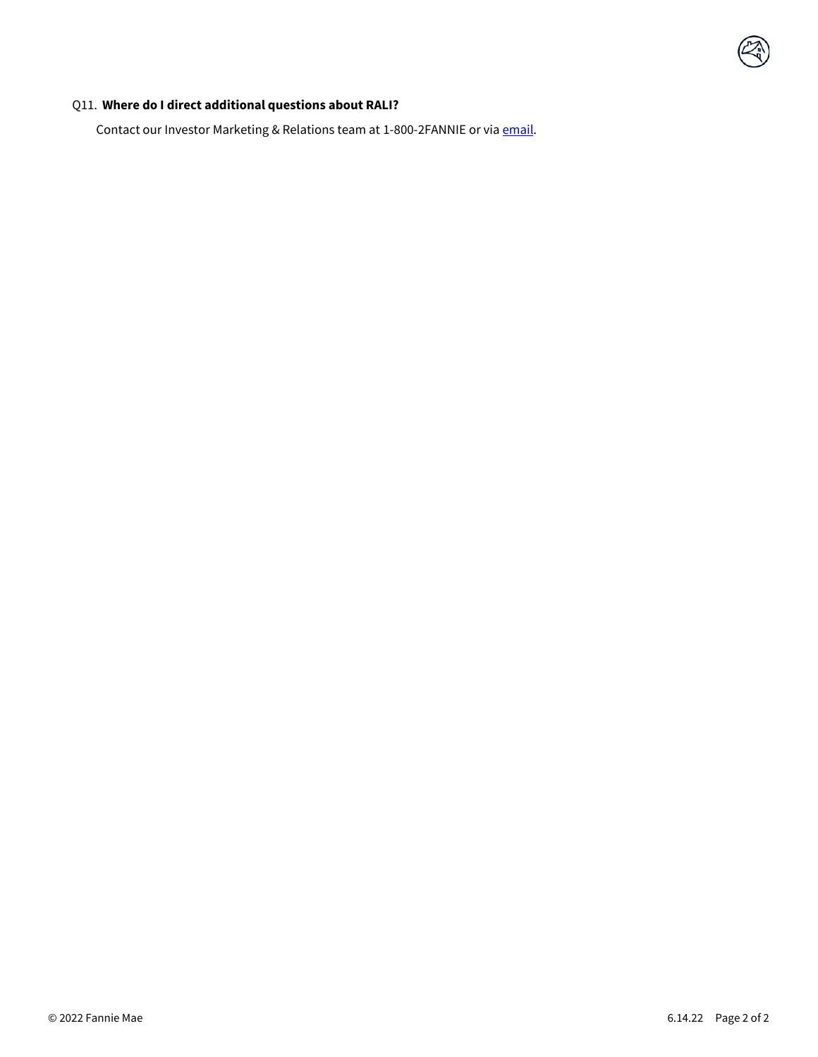Q11. **Where do I direct additional questions about RALI?**

Contact our Investor Marketing & Relations team at 1-800-2FANNIE or via email.